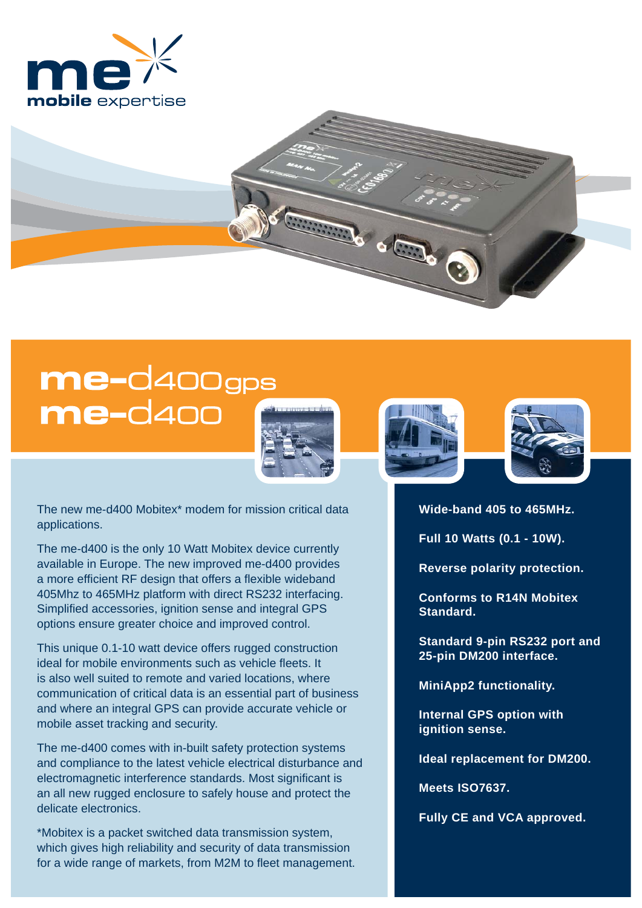me
mobile expertise

# me-d400gps
# me-d400

The new me-d400 Mobitex* modem for mission critical data applications.

The me-d400 is the only 10 Watt Mobitex device currently available in Europe. The new improved me-d400 provides a more efficient RF design that offers a flexible wideband 405Mhz to 465MHz platform with direct RS232 interfacing. Simplified accessories, ignition sense and integral GPS options ensure greater choice and improved control.

This unique 0.1-10 watt device offers rugged construction ideal for mobile environments such as vehicle fleets. It is also well suited to remote and varied locations, where communication of critical data is an essential part of business and where an integral GPS can provide accurate vehicle or mobile asset tracking and security.

The me-d400 comes with in-built safety protection systems and compliance to the latest vehicle electrical disturbance and electromagnetic interference standards. Most significant is an all new rugged enclosure to safely house and protect the delicate electronics.

*Mobitex is a packet switched data transmission system, which gives high reliability and security of data transmission for a wide range of markets, from M2M to fleet management.

**Wide-band 405 to 465MHz.**

**Full 10 Watts (0.1 - 10W).**

**Reverse polarity protection.**

**Conforms to R14N Mobitex Standard.**

**Standard 9-pin RS232 port and 25-pin DM200 interface.**

**MiniApp2 functionality.**

**Internal GPS option with ignition sense.**

**Ideal replacement for DM200.**

**Meets ISO7637.**

**Fully CE and VCA approved.**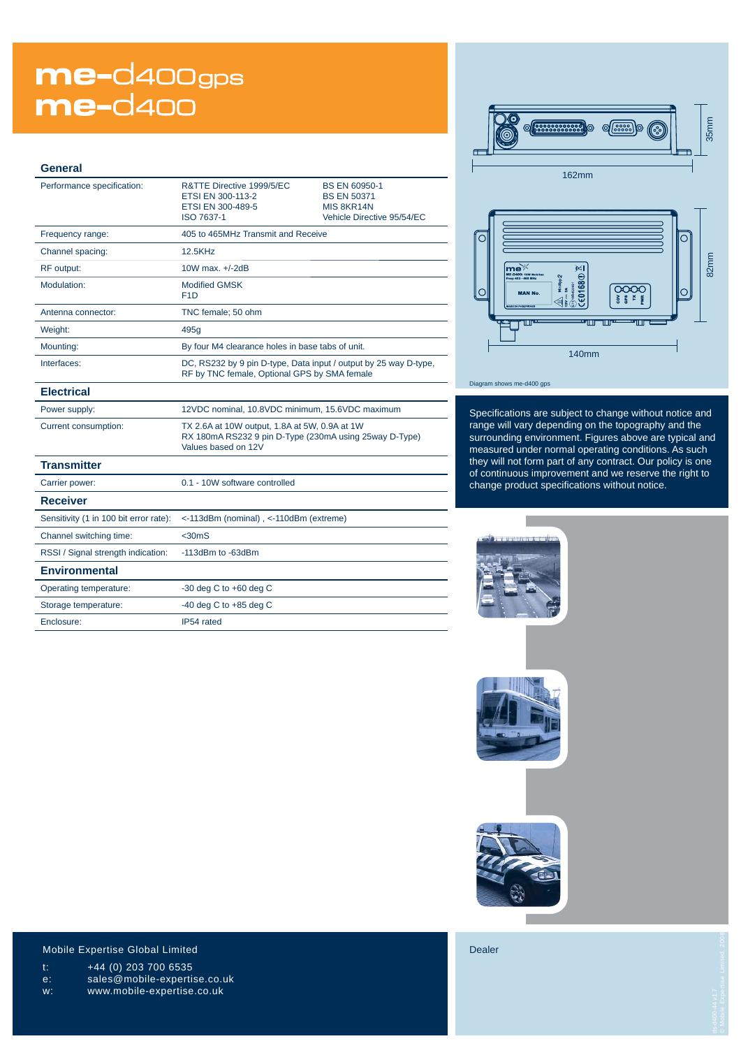# me-d400gps
# me-d400

## General

| | | |
|---|---|---|
| Performance specification: | R&TTE Directive 1999/5/EC<br>ETSI EN 300-113-2<br>ETSI EN 300-489-5<br>ISO 7637-1 | BS EN 60950-1<br>BS EN 50371<br>MIS 8KR14N<br>Vehicle Directive 95/54/EC |
| Frequency range: | 405 to 465MHz Transmit and Receive | |
| Channel spacing: | 12.5KHz | |
| RF output: | 10W max. +/-2dB | |
| Modulation: | Modified GMSK<br>F1D | |
| Antenna connector: | TNC female; 50 ohm | |
| Weight: | 495g | |
| Mounting: | By four M4 clearance holes in base tabs of unit. | |
| Interfaces: | DC, RS232 by 9 pin D-type, Data input / output by 25 way D-type, RF by TNC female, Optional GPS by SMA female | |

## Electrical

| | |
|---|---|
| Power supply: | 12VDC nominal, 10.8VDC minimum, 15.6VDC maximum |
| Current consumption: | TX 2.6A at 10W output, 1.8A at 5W, 0.9A at 1W<br>RX 180mA RS232 9 pin D-Type (230mA using 25way D-Type)<br>Values based on 12V |

## Transmitter

| | |
|---|---|
| Carrier power: | 0.1 - 10W software controlled |

## Receiver

| | |
|---|---|
| Sensitivity (1 in 100 bit error rate): | <-113dBm (nominal) , <-110dBm (extreme) |
| Channel switching time: | <30mS |
| RSSI / Signal strength indication: | -113dBm to -63dBm |

## Environmental

| | |
|---|---|
| Operating temperature: | -30 deg C to +60 deg C |
| Storage temperature: | -40 deg C to +85 deg C |
| Enclosure: | IP54 rated |

35mm

162mm

82mm

140mm

Diagram shows me-d400 gps

Specifications are subject to change without notice and range will vary depending on the topography and the surrounding environment. Figures above are typical and measured under normal operating conditions. As such they will not form part of any contract. Our policy is one of continuous improvement and we reserve the right to change product specifications without notice.

Mobile Expertise Global Limited

t: +44 (0) 203 700 6535
e: sales@mobile-expertise.co.uk
w: www.mobile-expertise.co.uk

Dealer